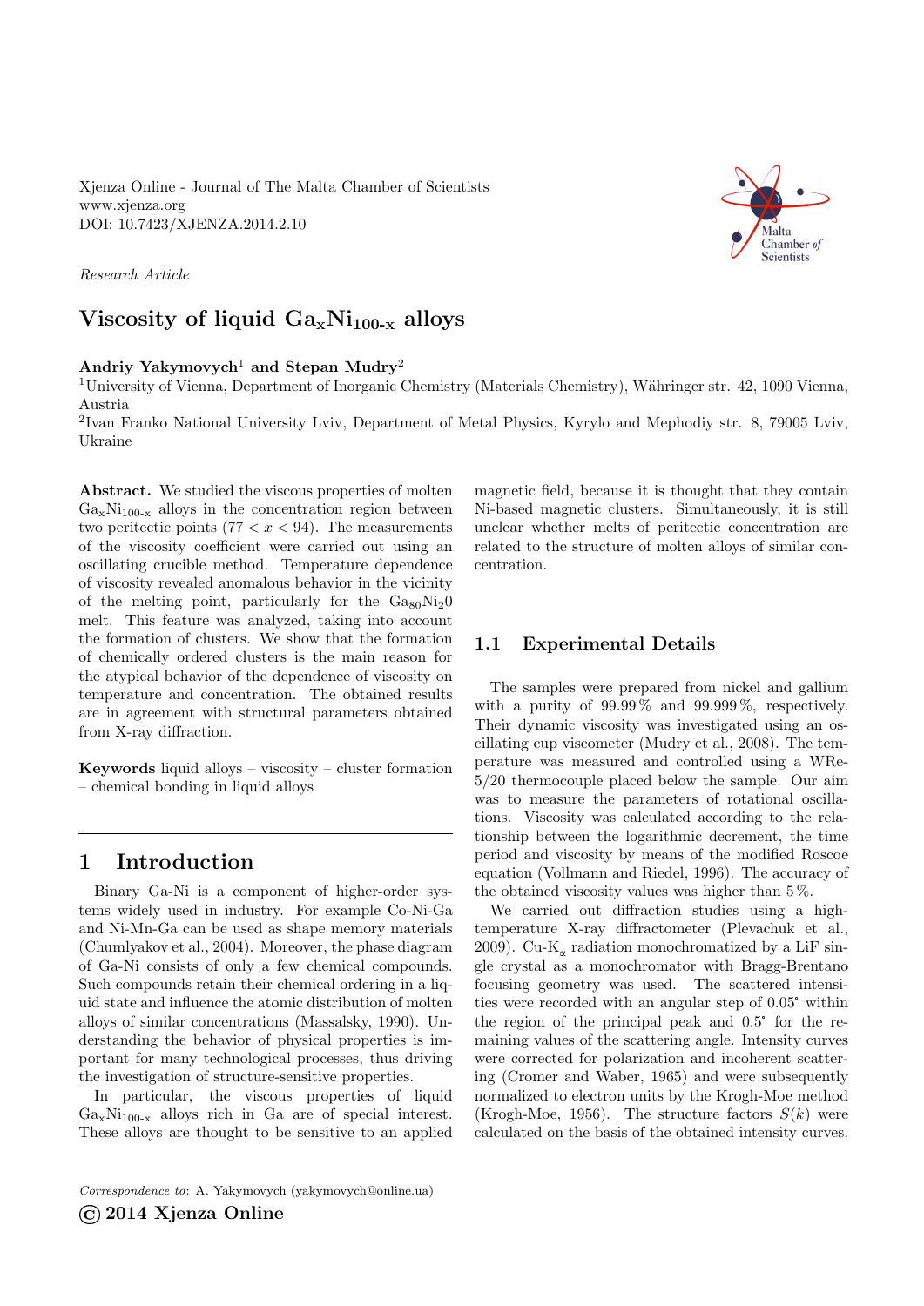Xjenza Online - Journal of The Malta Chamber of Scientists
www.xjenza.org
DOI: 10.7423/XJENZA.2014.2.10

*Research Article*

# Viscosity of liquid $Ga_xNi_{100-x}$ alloys

**Andriy Yakymovych**[1] **and Stepan Mudry**[2]

[1]University of Vienna, Department of Inorganic Chemistry (Materials Chemistry), Währinger str. 42, 1090 Vienna, Austria

[2]Ivan Franko National University Lviv, Department of Metal Physics, Kyrylo and Mephodiy str. 8, 79005 Lviv, Ukraine

**Abstract.** We studied the viscous properties of molten $Ga_xNi_{100-x}$ alloys in the concentration region between two peritectic points ($77 < x < 94$). The measurements of the viscosity coefficient were carried out using an oscillating crucible method. Temperature dependence of viscosity revealed anomalous behavior in the vicinity of the melting point, particularly for the $Ga_{80}Ni_{2}0$ melt. This feature was analyzed, taking into account the formation of clusters. We show that the formation of chemically ordered clusters is the main reason for the atypical behavior of the dependence of viscosity on temperature and concentration. The obtained results are in agreement with structural parameters obtained from X-ray diffraction.

**Keywords** liquid alloys – viscosity – cluster formation – chemical bonding in liquid alloys

## 1 Introduction

Binary Ga-Ni is a component of higher-order systems widely used in industry. For example Co-Ni-Ga and Ni-Mn-Ga can be used as shape memory materials (Chumlyakov et al., 2004). Moreover, the phase diagram of Ga-Ni consists of only a few chemical compounds. Such compounds retain their chemical ordering in a liquid state and influence the atomic distribution of molten alloys of similar concentrations (Massalsky, 1990). Understanding the behavior of physical properties is important for many technological processes, thus driving the investigation of structure-sensitive properties.

In particular, the viscous properties of liquid $Ga_xNi_{100-x}$ alloys rich in Ga are of special interest. These alloys are thought to be sensitive to an applied magnetic field, because it is thought that they contain Ni-based magnetic clusters. Simultaneously, it is still unclear whether melts of peritectic concentration are related to the structure of molten alloys of similar concentration.

### 1.1 Experimental Details

The samples were prepared from nickel and gallium with a purity of 99.99 % and 99.999 %, respectively. Their dynamic viscosity was investigated using an oscillating cup viscometer (Mudry et al., 2008). The temperature was measured and controlled using a WRe-5/20 thermocouple placed below the sample. Our aim was to measure the parameters of rotational oscillations. Viscosity was calculated according to the relationship between the logarithmic decrement, the time period and viscosity by means of the modified Roscoe equation (Vollmann and Riedel, 1996). The accuracy of the obtained viscosity values was higher than 5 %.

We carried out diffraction studies using a high-temperature X-ray diffractometer (Plevachuk et al., 2009). Cu-$K_\alpha$ radiation monochromatized by a LiF single crystal as a monochromator with Bragg-Brentano focusing geometry was used. The scattered intensities were recorded with an angular step of 0.05° within the region of the principal peak and 0.5° for the remaining values of the scattering angle. Intensity curves were corrected for polarization and incoherent scattering (Cromer and Waber, 1965) and were subsequently normalized to electron units by the Krogh-Moe method (Krogh-Moe, 1956). The structure factors $S(k)$ were calculated on the basis of the obtained intensity curves.

*Correspondence to*: A. Yakymovych (yakymovych@online.ua)

© 2014 Xjenza Online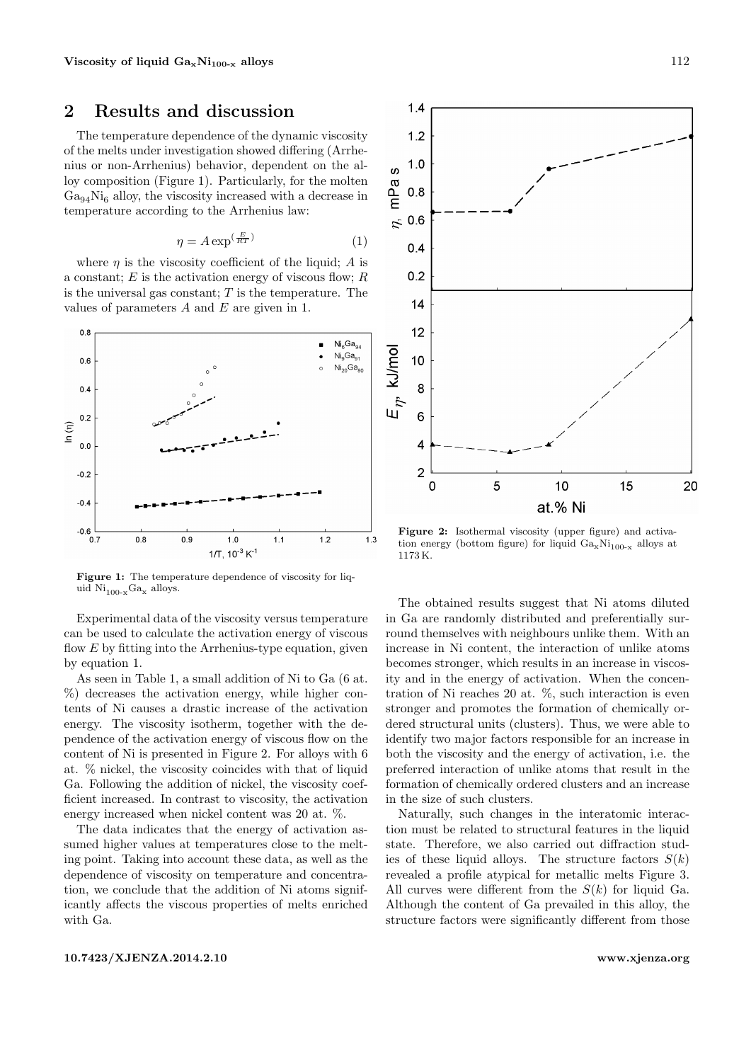## 2 Results and discussion

The temperature dependence of the dynamic viscosity of the melts under investigation showed differing (Arrhenius or non-Arrhenius) behavior, dependent on the alloy composition (Figure 1). Particularly, for the molten $Ga_{94}Ni_6$ alloy, the viscosity increased with a decrease in temperature according to the Arrhenius law:

$$\eta = A \exp^{\left(\frac{E}{RT}\right)} \tag{1}$$

where $\eta$ is the viscosity coefficient of the liquid; $A$ is a constant; $E$ is the activation energy of viscous flow; $R$ is the universal gas constant; $T$ is the temperature. The values of parameters $A$ and $E$ are given in 1.

**Figure 1:** The temperature dependence of viscosity for liquid $Ni_{100-x}Ga_x$ alloys.

Experimental data of the viscosity versus temperature can be used to calculate the activation energy of viscous flow $E$ by fitting into the Arrhenius-type equation, given by equation 1.

As seen in Table 1, a small addition of Ni to Ga (6 at. %) decreases the activation energy, while higher contents of Ni causes a drastic increase of the activation energy. The viscosity isotherm, together with the dependence of the activation energy of viscous flow on the content of Ni is presented in Figure 2. For alloys with 6 at. % nickel, the viscosity coincides with that of liquid Ga. Following the addition of nickel, the viscosity coefficient increased. In contrast to viscosity, the activation energy increased when nickel content was 20 at. %.

The data indicates that the energy of activation assumed higher values at temperatures close to the melting point. Taking into account these data, as well as the dependence of viscosity on temperature and concentration, we conclude that the addition of Ni atoms significantly affects the viscous properties of melts enriched with Ga.

**Figure 2:** Isothermal viscosity (upper figure) and activation energy (bottom figure) for liquid $Ga_xNi_{100-x}$ alloys at 1173 K.

The obtained results suggest that Ni atoms diluted in Ga are randomly distributed and preferentially surround themselves with neighbours unlike them. With an increase in Ni content, the interaction of unlike atoms becomes stronger, which results in an increase in viscosity and in the energy of activation. When the concentration of Ni reaches 20 at. %, such interaction is even stronger and promotes the formation of chemically ordered structural units (clusters). Thus, we were able to identify two major factors responsible for an increase in both the viscosity and the energy of activation, i.e. the preferred interaction of unlike atoms that result in the formation of chemically ordered clusters and an increase in the size of such clusters.

Naturally, such changes in the interatomic interaction must be related to structural features in the liquid state. Therefore, we also carried out diffraction studies of these liquid alloys. The structure factors $S(k)$ revealed a profile atypical for metallic melts Figure 3. All curves were different from the $S(k)$ for liquid Ga. Although the content of Ga prevailed in this alloy, the structure factors were significantly different from those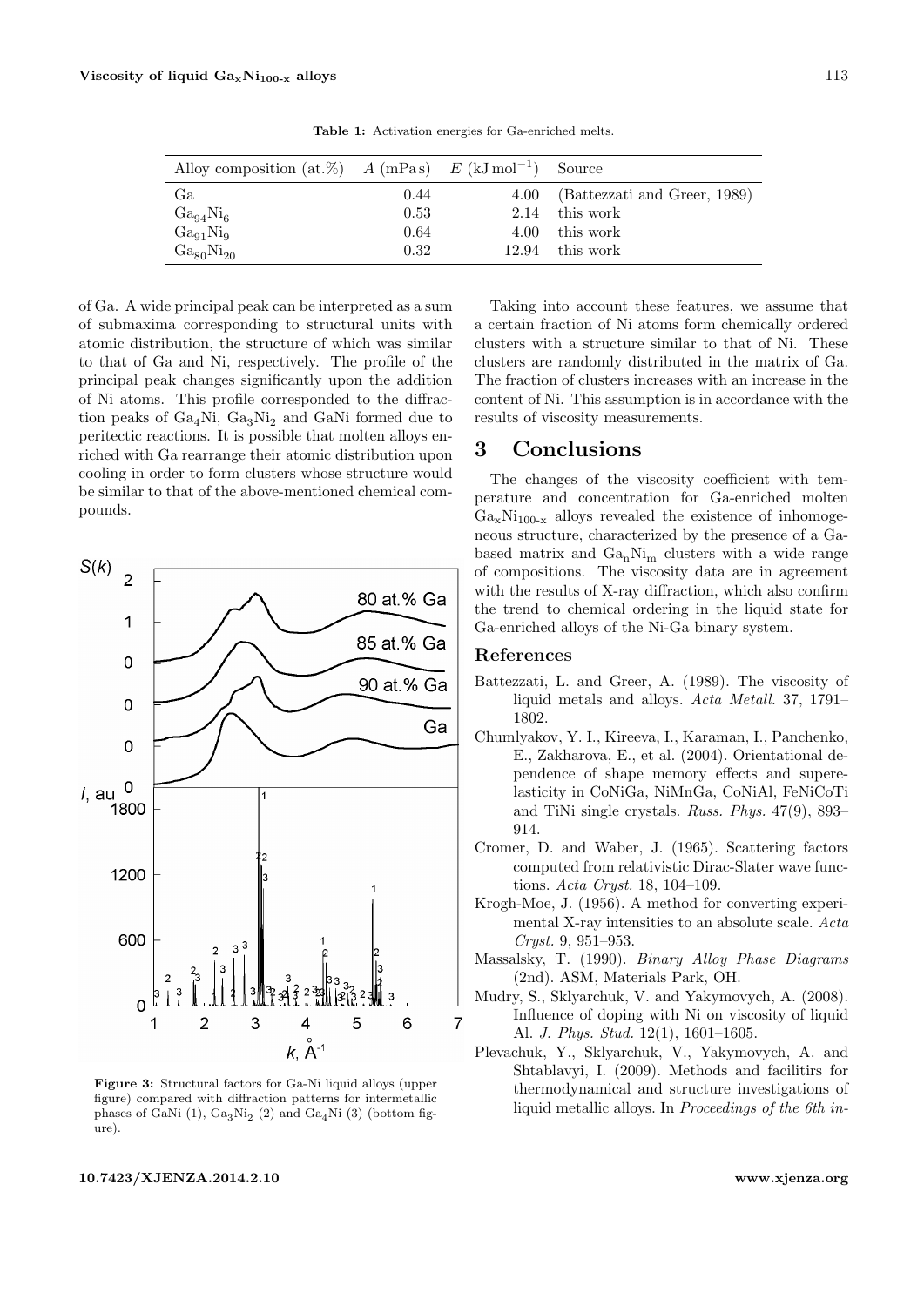**Table 1:** Activation energies for Ga-enriched melts.

| Alloy composition (at.%) | $A$ (mPa s) | $E$ (kJ mol$^{-1}$) | Source |
|---|---|---|---|
| Ga | 0.44 | 4.00 | (Battezzati and Greer, 1989) |
| $Ga_{94}Ni_6$ | 0.53 | 2.14 | this work |
| $Ga_{91}Ni_9$ | 0.64 | 4.00 | this work |
| $Ga_{80}Ni_{20}$ | 0.32 | 12.94 | this work |

of Ga. A wide principal peak can be interpreted as a sum of submaxima corresponding to structural units with atomic distribution, the structure of which was similar to that of Ga and Ni, respectively. The profile of the principal peak changes significantly upon the addition of Ni atoms. This profile corresponded to the diffraction peaks of $Ga_4Ni$, $Ga_3Ni_2$ and GaNi formed due to peritectic reactions. It is possible that molten alloys enriched with Ga rearrange their atomic distribution upon cooling in order to form clusters whose structure would be similar to that of the above-mentioned chemical compounds.

**Figure 3:** Structural factors for Ga-Ni liquid alloys (upper figure) compared with diffraction patterns for intermetallic phases of GaNi (1), $Ga_3Ni_2$ (2) and $Ga_4Ni$ (3) (bottom figure).

Taking into account these features, we assume that a certain fraction of Ni atoms form chemically ordered clusters with a structure similar to that of Ni. These clusters are randomly distributed in the matrix of Ga. The fraction of clusters increases with an increase in the content of Ni. This assumption is in accordance with the results of viscosity measurements.

## 3 Conclusions

The changes of the viscosity coefficient with temperature and concentration for Ga-enriched molten $Ga_xNi_{100-x}$ alloys revealed the existence of inhomogeneous structure, characterized by the presence of a Ga-based matrix and $Ga_nNi_m$ clusters with a wide range of compositions. The viscosity data are in agreement with the results of X-ray diffraction, which also confirm the trend to chemical ordering in the liquid state for Ga-enriched alloys of the Ni-Ga binary system.

### References

Battezzati, L. and Greer, A. (1989). The viscosity of liquid metals and alloys. *Acta Metall.* 37, 1791–1802.

Chumlyakov, Y. I., Kireeva, I., Karaman, I., Panchenko, E., Zakharova, E., et al. (2004). Orientational dependence of shape memory effects and superelasticity in CoNiGa, NiMnGa, CoNiAl, FeNiCoTi and TiNi single crystals. *Russ. Phys.* 47(9), 893–914.

Cromer, D. and Waber, J. (1965). Scattering factors computed from relativistic Dirac-Slater wave functions. *Acta Cryst.* 18, 104–109.

Krogh-Moe, J. (1956). A method for converting experimental X-ray intensities to an absolute scale. *Acta Cryst.* 9, 951–953.

Massalsky, T. (1990). *Binary Alloy Phase Diagrams* (2nd). ASM, Materials Park, OH.

Mudry, S., Sklyarchuk, V. and Yakymovych, A. (2008). Influence of doping with Ni on viscosity of liquid Al. *J. Phys. Stud.* 12(1), 1601–1605.

Plevachuk, Y., Sklyarchuk, V., Yakymovych, A. and Shtablavyi, I. (2009). Methods and facilitirs for thermodynamical and structure investigations of liquid metallic alloys. In *Proceedings of the 6th in-*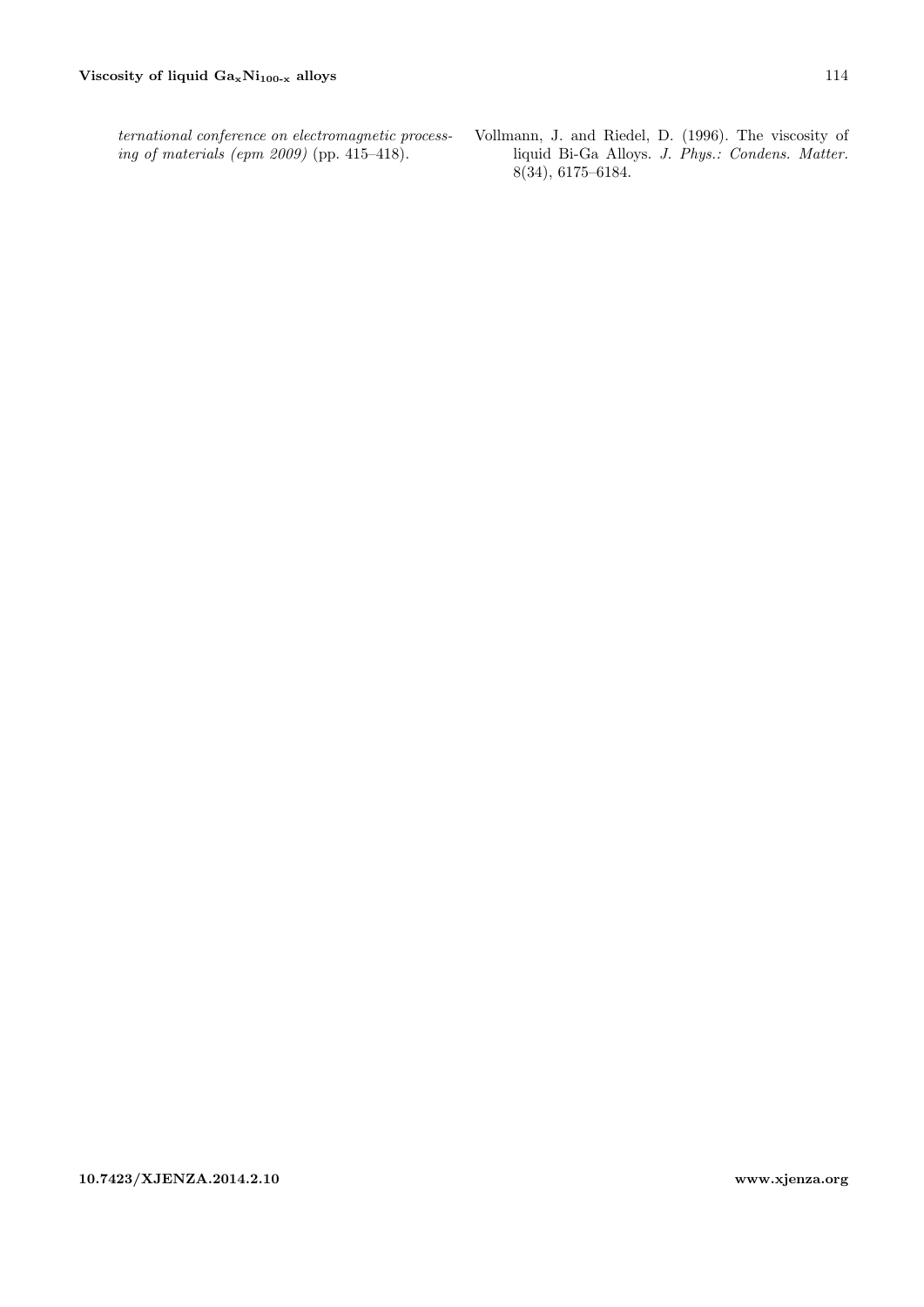*ternational conference on electromagnetic processing of materials (epm 2009)* (pp. 415–418).

Vollmann, J. and Riedel, D. (1996). The viscosity of liquid Bi-Ga Alloys. *J. Phys.: Condens. Matter*. 8(34), 6175–6184.